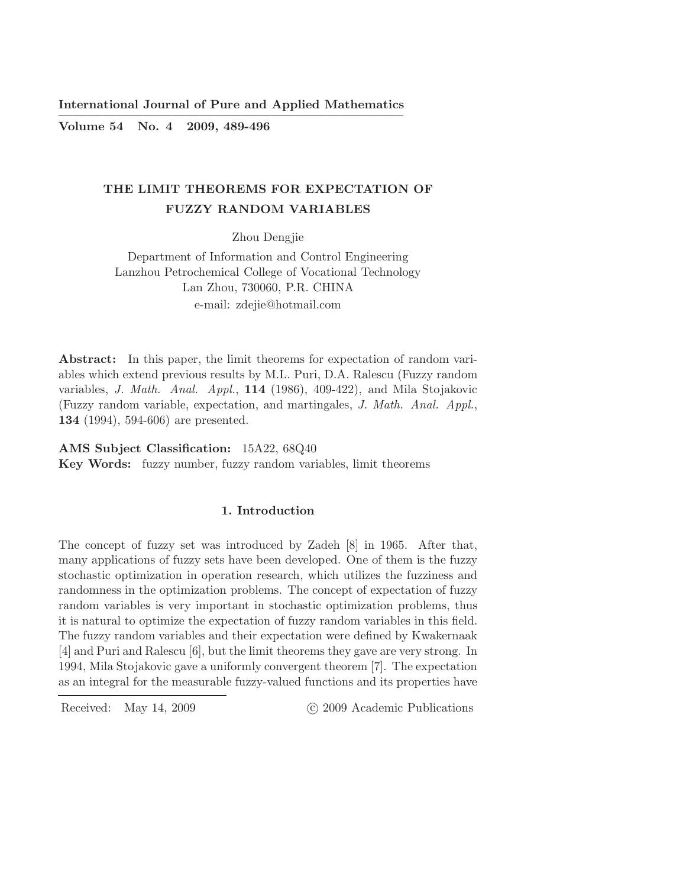# THE LIMIT THEOREMS FOR EXPECTATION OF FUZZY RANDOM VARIABLES

Zhou Dengjie

Department of Information and Control Engineering
Lanzhou Petrochemical College of Vocational Technology
Lan Zhou, 730060, P.R. CHINA
e-mail: zdejie@hotmail.com

**Abstract:** In this paper, the limit theorems for expectation of random variables which extend previous results by M.L. Puri, D.A. Ralescu (Fuzzy random variables, *J. Math. Anal. Appl.*, **114** (1986), 409-422), and Mila Stojakovic (Fuzzy random variable, expectation, and martingales, *J. Math. Anal. Appl.*, **134** (1994), 594-606) are presented.

**AMS Subject Classification:** 15A22, 68Q40

**Key Words:** fuzzy number, fuzzy random variables, limit theorems

## 1. Introduction

The concept of fuzzy set was introduced by Zadeh [8] in 1965. After that, many applications of fuzzy sets have been developed. One of them is the fuzzy stochastic optimization in operation research, which utilizes the fuzziness and randomness in the optimization problems. The concept of expectation of fuzzy random variables is very important in stochastic optimization problems, thus it is natural to optimize the expectation of fuzzy random variables in this field. The fuzzy random variables and their expectation were defined by Kwakernaak [4] and Puri and Ralescu [6], but the limit theorems they gave are very strong. In 1994, Mila Stojakovic gave a uniformly convergent theorem [7]. The expectation as an integral for the measurable fuzzy-valued functions and its properties have

Received: May 14, 2009 © 2009 Academic Publications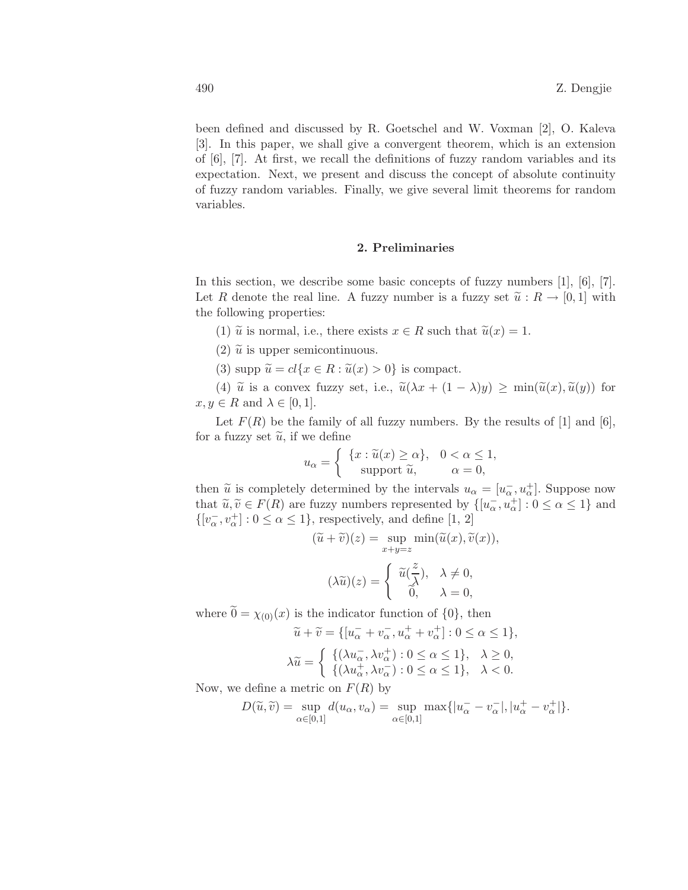been defined and discussed by R. Goetschel and W. Voxman [2], O. Kaleva [3]. In this paper, we shall give a convergent theorem, which is an extension of [6], [7]. At first, we recall the definitions of fuzzy random variables and its expectation. Next, we present and discuss the concept of absolute continuity of fuzzy random variables. Finally, we give several limit theorems for random variables.

## 2. Preliminaries

In this section, we describe some basic concepts of fuzzy numbers [1], [6], [7]. Let $R$ denote the real line. A fuzzy number is a fuzzy set $\widetilde{u} : R \to [0,1]$ with the following properties:

(1) $\widetilde{u}$ is normal, i.e., there exists $x \in R$ such that $\widetilde{u}(x) = 1$.

(2) $\widetilde{u}$ is upper semicontinuous.

(3) supp $\widetilde{u} = cl\{x \in R : \widetilde{u}(x) > 0\}$ is compact.

(4) $\widetilde{u}$ is a convex fuzzy set, i.e., $\widetilde{u}(\lambda x + (1-\lambda)y) \geq \min(\widetilde{u}(x), \widetilde{u}(y))$ for $x, y \in R$ and $\lambda \in [0,1]$.

Let $F(R)$ be the family of all fuzzy numbers. By the results of [1] and [6], for a fuzzy set $\widetilde{u}$, if we define

$$u_\alpha = \begin{cases} \{x : \widetilde{u}(x) \geq \alpha\}, & 0 < \alpha \leq 1, \\ \text{support } \widetilde{u}, & \alpha = 0, \end{cases}$$

then $\widetilde{u}$ is completely determined by the intervals $u_\alpha = [u_\alpha^-, u_\alpha^+]$. Suppose now that $\widetilde{u}, \widetilde{v} \in F(R)$ are fuzzy numbers represented by $\{[u_\alpha^-, u_\alpha^+] : 0 \leq \alpha \leq 1\}$ and $\{[v_\alpha^-, v_\alpha^+] : 0 \leq \alpha \leq 1\}$, respectively, and define [1, 2]

$$(\widetilde{u} + \widetilde{v})(z) = \sup_{x+y=z} \min(\widetilde{u}(x), \widetilde{v}(x)),$$

$$(\lambda \widetilde{u})(z) = \begin{cases} \widetilde{u}(\frac{z}{\lambda}), & \lambda \neq 0, \\ \widetilde{0}, & \lambda = 0, \end{cases}$$

where $\widetilde{0} = \chi_{(0)}(x)$ is the indicator function of $\{0\}$, then

$$\widetilde{u} + \widetilde{v} = \{[u_\alpha^- + v_\alpha^-, u_\alpha^+ + v_\alpha^+] : 0 \leq \alpha \leq 1\},$$

$$\lambda \widetilde{u} = \begin{cases} \{(\lambda u_\alpha^-, \lambda v_\alpha^+) : 0 \leq \alpha \leq 1\}, & \lambda \geq 0, \\ \{(\lambda u_\alpha^+, \lambda v_\alpha^-) : 0 \leq \alpha \leq 1\}, & \lambda < 0. \end{cases}$$

Now, we define a metric on $F(R)$ by

$$D(\widetilde{u}, \widetilde{v}) = \sup_{\alpha \in [0,1]} d(u_\alpha, v_\alpha) = \sup_{\alpha \in [0,1]} \max\{|u_\alpha^- - v_\alpha^-|, |u_\alpha^+ - v_\alpha^+|\}.$$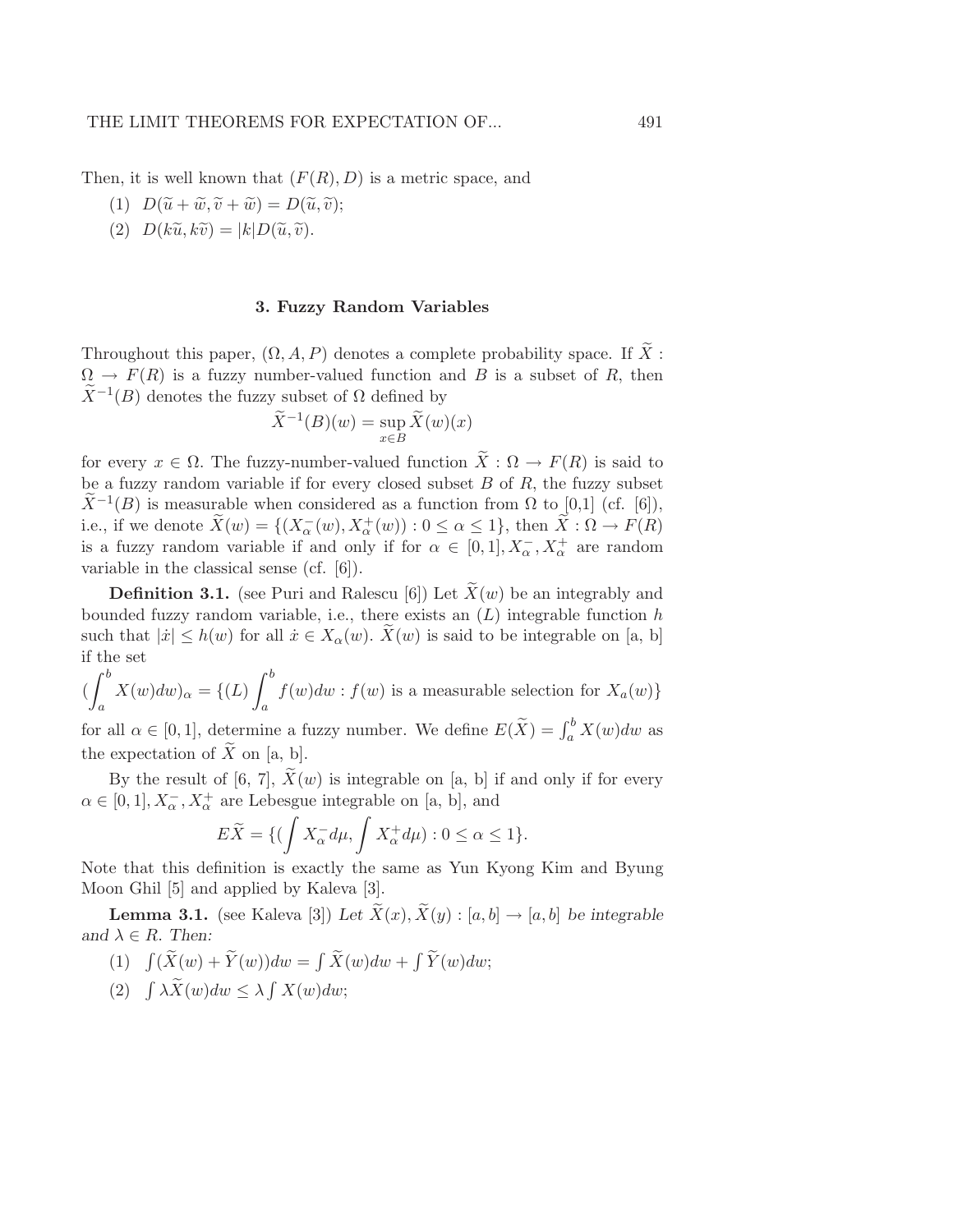Then, it is well known that $(F(R), D)$ is a metric space, and

(1) $D(\widetilde{u}+\widetilde{w}, \widetilde{v}+\widetilde{w}) = D(\widetilde{u}, \widetilde{v})$;

(2) $D(k\widetilde{u}, k\widetilde{v}) = |k|D(\widetilde{u}, \widetilde{v})$.

### 3. Fuzzy Random Variables

Throughout this paper, $(\Omega, A, P)$ denotes a complete probability space. If $\widetilde{X} : \Omega \to F(R)$ is a fuzzy number-valued function and $B$ is a subset of $R$, then $\widetilde{X}^{-1}(B)$ denotes the fuzzy subset of $\Omega$ defined by

$$\widetilde{X}^{-1}(B)(w) = \sup_{x \in B} \widetilde{X}(w)(x)$$

for every $x \in \Omega$. The fuzzy-number-valued function $\widetilde{X} : \Omega \to F(R)$ is said to be a fuzzy random variable if for every closed subset $B$ of $R$, the fuzzy subset $\widetilde{X}^{-1}(B)$ is measurable when considered as a function from $\Omega$ to [0,1] (cf. [6]), i.e., if we denote $\widetilde{X}(w) = \{(X_\alpha^-(w), X_\alpha^+(w)) : 0 \leq \alpha \leq 1\}$, then $\widetilde{X} : \Omega \to F(R)$ is a fuzzy random variable if and only if for $\alpha \in [0,1], X_\alpha^-, X_\alpha^+$ are random variable in the classical sense (cf. [6]).

**Definition 3.1.** (see Puri and Ralescu [6]) Let $\widetilde{X}(w)$ be an integrably and bounded fuzzy random variable, i.e., there exists an $(L)$ integrable function $h$ such that $|\dot{x}| \leq h(w)$ for all $\dot{x} \in X_\alpha(w)$. $\widetilde{X}(w)$ is said to be integrable on [a, b] if the set

$$\left(\int_a^b X(w)dw\right)_\alpha = \{(L)\int_a^b f(w)dw : f(w) \text{ is a measurable selection for } X_a(w)\}$$

for all $\alpha \in [0,1]$, determine a fuzzy number. We define $E(\widetilde{X}) = \int_a^b X(w)dw$ as the expectation of $\widetilde{X}$ on [a, b].

By the result of [6, 7], $\widetilde{X}(w)$ is integrable on [a, b] if and only if for every $\alpha \in [0,1], X_\alpha^-, X_\alpha^+$ are Lebesgue integrable on [a, b], and

$$E\widetilde{X} = \{(\int X_\alpha^- d\mu, \int X_\alpha^+ d\mu) : 0 \leq \alpha \leq 1\}.$$

Note that this definition is exactly the same as Yun Kyong Kim and Byung Moon Ghil [5] and applied by Kaleva [3].

**Lemma 3.1.** (see Kaleva [3]) *Let $\widetilde{X}(x), \widetilde{X}(y) : [a, b] \to [a, b]$ be integrable and $\lambda \in R$. Then:*

(1) $\int(\widetilde{X}(w) + \widetilde{Y}(w))dw = \int \widetilde{X}(w)dw + \int \widetilde{Y}(w)dw$;

(2) $\int \lambda\widetilde{X}(w)dw \leq \lambda \int X(w)dw$;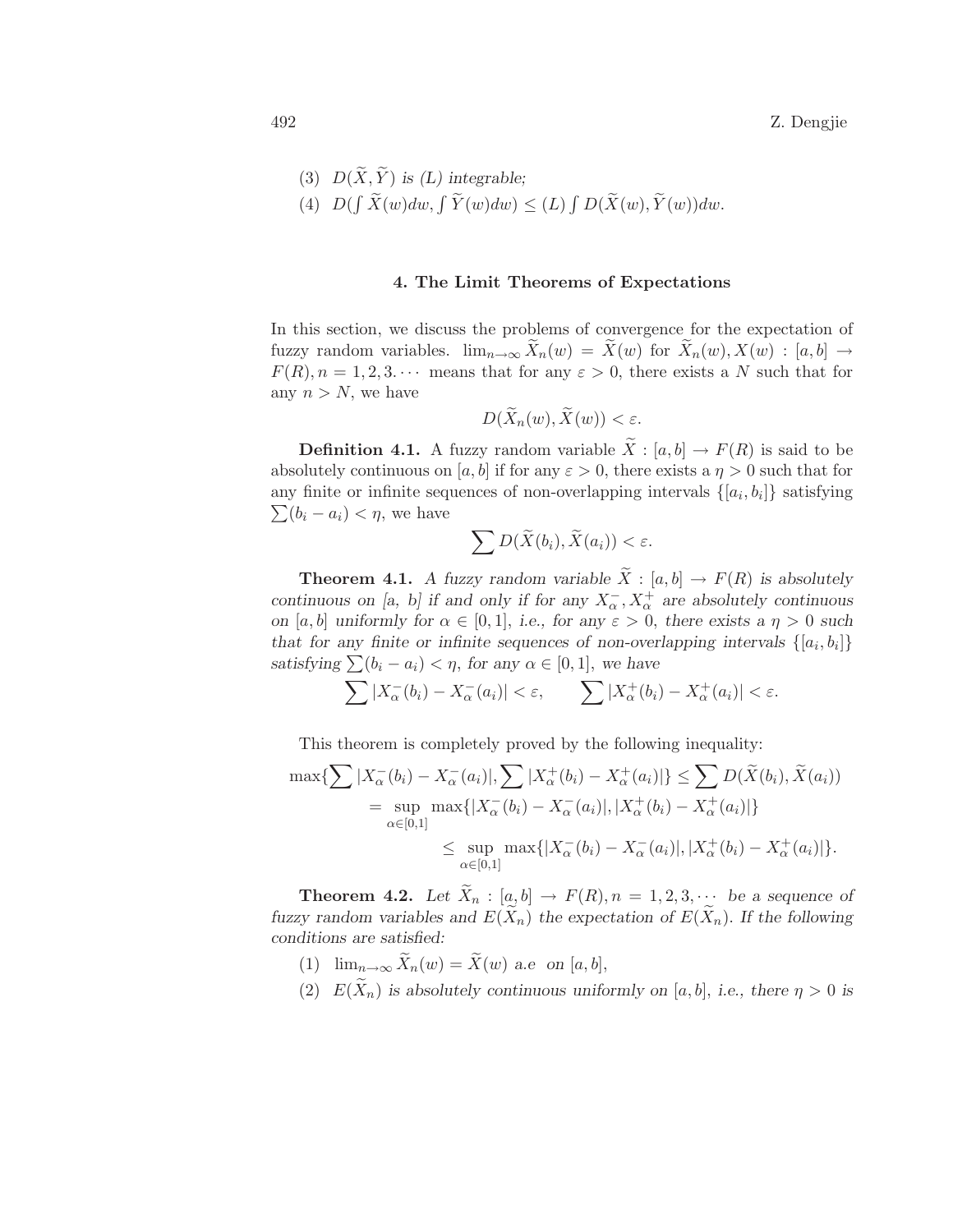(3) $D(\widetilde{X}, \widetilde{Y})$ *is (L) integrable;*

(4) $D(\int \widetilde{X}(w)dw, \int \widetilde{Y}(w)dw) \leq (L) \int D(\widetilde{X}(w), \widetilde{Y}(w))dw.$

## 4. The Limit Theorems of Expectations

In this section, we discuss the problems of convergence for the expectation of fuzzy random variables. $\lim_{n\to\infty} \widetilde{X}_n(w) = \widetilde{X}(w)$ for $\widetilde{X}_n(w), X(w) : [a, b] \to F(R), n = 1, 2, 3. \cdots$ means that for any $\varepsilon > 0$, there exists a $N$ such that for any $n > N$, we have

$$D(\widetilde{X}_n(w), \widetilde{X}(w)) < \varepsilon.$$

**Definition 4.1.** A fuzzy random variable $\widetilde{X} : [a, b] \to F(R)$ is said to be absolutely continuous on $[a, b]$ if for any $\varepsilon > 0$, there exists a $\eta > 0$ such that for any finite or infinite sequences of non-overlapping intervals $\{[a_i, b_i]\}$ satisfying $\sum(b_i - a_i) < \eta$, we have

$$\sum D(\widetilde{X}(b_i), \widetilde{X}(a_i)) < \varepsilon.$$

**Theorem 4.1.** *A fuzzy random variable $\widetilde{X} : [a, b] \to F(R)$ is absolutely continuous on [a, b] if and only if for any $X^-_\alpha, X^+_\alpha$ are absolutely continuous on $[a, b]$ uniformly for $\alpha \in [0, 1]$, i.e., for any $\varepsilon > 0$, there exists a $\eta > 0$ such that for any finite or infinite sequences of non-overlapping intervals $\{[a_i, b_i]\}$ satisfying $\sum(b_i - a_i) < \eta$, for any $\alpha \in [0, 1]$, we have*

$$\sum |X^-_\alpha(b_i) - X^-_\alpha(a_i)| < \varepsilon, \qquad \sum |X^+_\alpha(b_i) - X^+_\alpha(a_i)| < \varepsilon.$$

This theorem is completely proved by the following inequality:

$$\begin{aligned}
\max\{\sum |X^-_\alpha(b_i) - X^-_\alpha(a_i)|, \sum |X^+_\alpha(b_i) - X^+_\alpha(a_i)|\} &\leq \sum D(\widetilde{X}(b_i), \widetilde{X}(a_i)) \\
= \sup_{\alpha\in[0,1]} \max\{|X^-_\alpha(b_i) - X^-_\alpha(a_i)|, |X^+_\alpha(b_i) - X^+_\alpha(a_i)|\}& \\
\leq \sup_{\alpha\in[0,1]} \max\{|X^-_\alpha(b_i) - X^-_\alpha(a_i)|, |X^+_\alpha(b_i) - X^+_\alpha(a_i)|\}&.
\end{aligned}$$

**Theorem 4.2.** *Let $\widetilde{X}_n : [a, b] \to F(R), n = 1, 2, 3, \cdots$ be a sequence of fuzzy random variables and $E(\widetilde{X}_n)$ the expectation of $E(\widetilde{X}_n)$. If the following conditions are satisfied:*

(1) $\lim_{n\to\infty} \widetilde{X}_n(w) = \widetilde{X}(w)$ *a.e on $[a, b]$,*

(2) $E(\widetilde{X}_n)$ *is absolutely continuous uniformly on $[a, b]$, i.e., there $\eta > 0$ is*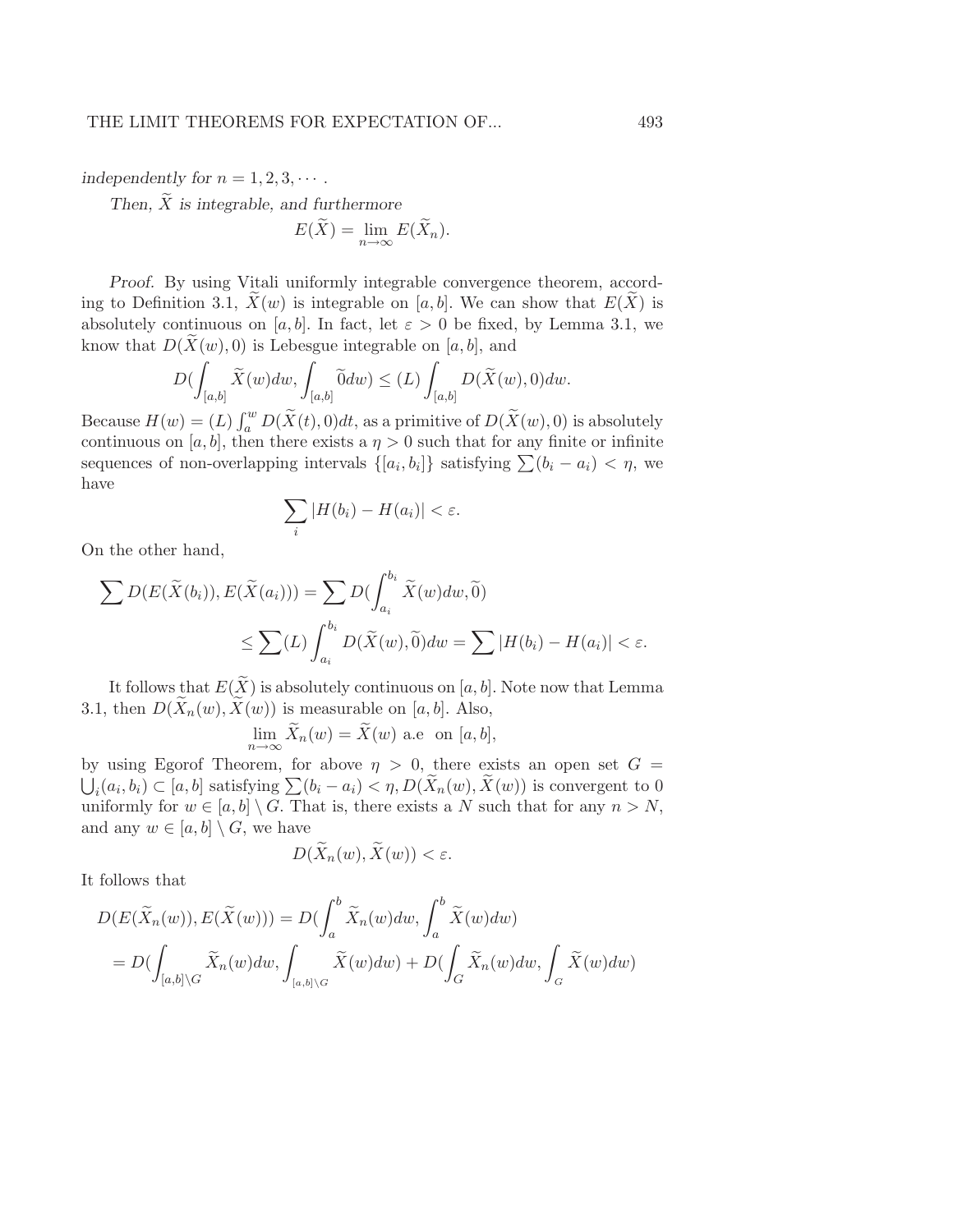*independently for* $n = 1, 2, 3, \cdots$.

*Then,* $\widetilde{X}$ *is integrable, and furthermore*

$$E(\widetilde{X}) = \lim_{n\to\infty} E(\widetilde{X}_n).$$

*Proof.* By using Vitali uniformly integrable convergence theorem, according to Definition 3.1, $\widetilde{X}(w)$ is integrable on $[a, b]$. We can show that $E(\widetilde{X})$ is absolutely continuous on $[a, b]$. In fact, let $\varepsilon > 0$ be fixed, by Lemma 3.1, we know that $D(\widetilde{X}(w), 0)$ is Lebesgue integrable on $[a, b]$, and

$$D(\int_{[a,b]} \widetilde{X}(w)dw, \int_{[a,b]} \widetilde{0}dw) \leq (L) \int_{[a,b]} D(\widetilde{X}(w), 0)dw.$$

Because $H(w) = (L) \int_a^w D(\widetilde{X}(t), 0)dt$, as a primitive of $D(\widetilde{X}(w), 0)$ is absolutely continuous on $[a, b]$, then there exists a $\eta > 0$ such that for any finite or infinite sequences of non-overlapping intervals $\{[a_i, b_i]\}$ satisfying $\sum(b_i - a_i) < \eta$, we have

$$\sum_i |H(b_i) - H(a_i)| < \varepsilon.$$

On the other hand,

$$\begin{aligned}\sum D(E(\widetilde{X}(b_i)), E(\widetilde{X}(a_i))) &= \sum D(\int_{a_i}^{b_i} \widetilde{X}(w)dw, \widetilde{0}) \\ &\leq \sum (L) \int_{a_i}^{b_i} D(\widetilde{X}(w), \widetilde{0})dw = \sum |H(b_i) - H(a_i)| < \varepsilon.\end{aligned}$$

It follows that $E(\widetilde{X})$ is absolutely continuous on $[a, b]$. Note now that Lemma 3.1, then $D(\widetilde{X}_n(w), \widetilde{X}(w))$ is measurable on $[a, b]$. Also,

$$\lim_{n\to\infty} \widetilde{X}_n(w) = \widetilde{X}(w) \text{ a.e on } [a, b],$$

by using Egorof Theorem, for above $\eta > 0$, there exists an open set $G = \bigcup_i (a_i, b_i) \subset [a, b]$ satisfying $\sum(b_i - a_i) < \eta, D(\widetilde{X}_n(w), \widetilde{X}(w))$ is convergent to 0 uniformly for $w \in [a, b] \setminus G$. That is, there exists a $N$ such that for any $n > N$, and any $w \in [a, b] \setminus G$, we have

$$D(\widetilde{X}_n(w), \widetilde{X}(w)) < \varepsilon.$$

It follows that

$$\begin{aligned}&D(E(\widetilde{X}_n(w)), E(\widetilde{X}(w))) = D(\int_a^b \widetilde{X}_n(w)dw, \int_a^b \widetilde{X}(w)dw) \\ &= D(\int_{[a,b]\setminus G} \widetilde{X}_n(w)dw, \int_{[a,b]\setminus G} \widetilde{X}(w)dw) + D(\int_G \widetilde{X}_n(w)dw, \int_G \widetilde{X}(w)dw)\end{aligned}$$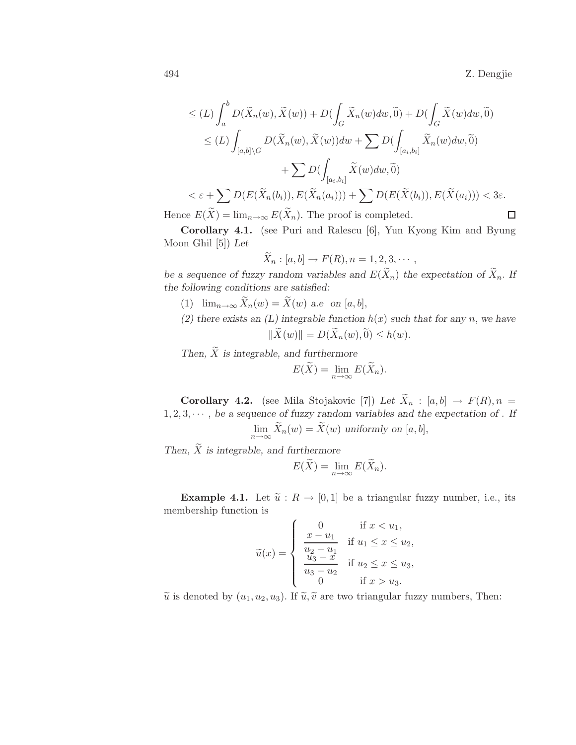$$\leq (L)\int_a^b D(\widetilde{X}_n(w), \widetilde{X}(w)) + D(\int_G \widetilde{X}_n(w)dw, \widetilde{0}) + D(\int_G \widetilde{X}(w)dw, \widetilde{0})$$

$$\leq (L)\int_{[a,b]\setminus G} D(\widetilde{X}_n(w), \widetilde{X}(w))dw + \sum D(\int_{[a_i,b_i]} \widetilde{X}_n(w)dw, \widetilde{0})$$

$$+ \sum D(\int_{[a_i,b_i]} \widetilde{X}(w)dw, \widetilde{0})$$

$$< \varepsilon + \sum D(E(\widetilde{X}_n(b_i)), E(\widetilde{X}_n(a_i))) + \sum D(E(\widetilde{X}(b_i)), E(\widetilde{X}(a_i))) < 3\varepsilon.$$

Hence $E(\widetilde{X}) = \lim_{n\to\infty} E(\widetilde{X}_n)$. The proof is completed. □

**Corollary 4.1.** (see Puri and Ralescu [6], Yun Kyong Kim and Byung Moon Ghil [5]) *Let*

$$\widetilde{X}_n : [a,b] \to F(R), n = 1, 2, 3, \cdots,$$

*be a sequence of fuzzy random variables and $E(\widetilde{X}_n)$ the expectation of $\widetilde{X}_n$. If the following conditions are satisfied:*

(1) $\lim_{n\to\infty} \widetilde{X}_n(w) = \widetilde{X}(w)$ a.e on $[a,b]$,

*(2) there exists an (L) integrable function $h(x)$ such that for any $n$, we have*

$$\|\widetilde{X}(w)\| = D(\widetilde{X}_n(w), \widetilde{0}) \leq h(w).$$

*Then, $\widetilde{X}$ is integrable, and furthermore*

$$E(\widetilde{X}) = \lim_{n\to\infty} E(\widetilde{X}_n).$$

**Corollary 4.2.** (see Mila Stojakovic [7]) *Let $\widetilde{X}_n : [a,b] \to F(R), n = 1, 2, 3, \cdots,$ be a sequence of fuzzy random variables and the expectation of . If*

$$\lim_{n\to\infty} \widetilde{X}_n(w) = \widetilde{X}(w) \text{ uniformly on } [a,b],$$

*Then, $\widetilde{X}$ is integrable, and furthermore*

$$E(\widetilde{X}) = \lim_{n\to\infty} E(\widetilde{X}_n).$$

**Example 4.1.** Let $\widetilde{u} : R \to [0,1]$ be a triangular fuzzy number, i.e., its membership function is

$$\widetilde{u}(x) = \begin{cases} 0 & \text{if } x < u_1, \\ \dfrac{x-u_1}{u_2-u_1} & \text{if } u_1 \leq x \leq u_2, \\ \dfrac{u_3-x}{u_3-u_2} & \text{if } u_2 \leq x \leq u_3, \\ 0 & \text{if } x > u_3. \end{cases}$$

$\widetilde{u}$ is denoted by $(u_1, u_2, u_3)$. If $\widetilde{u}, \widetilde{v}$ are two triangular fuzzy numbers, Then: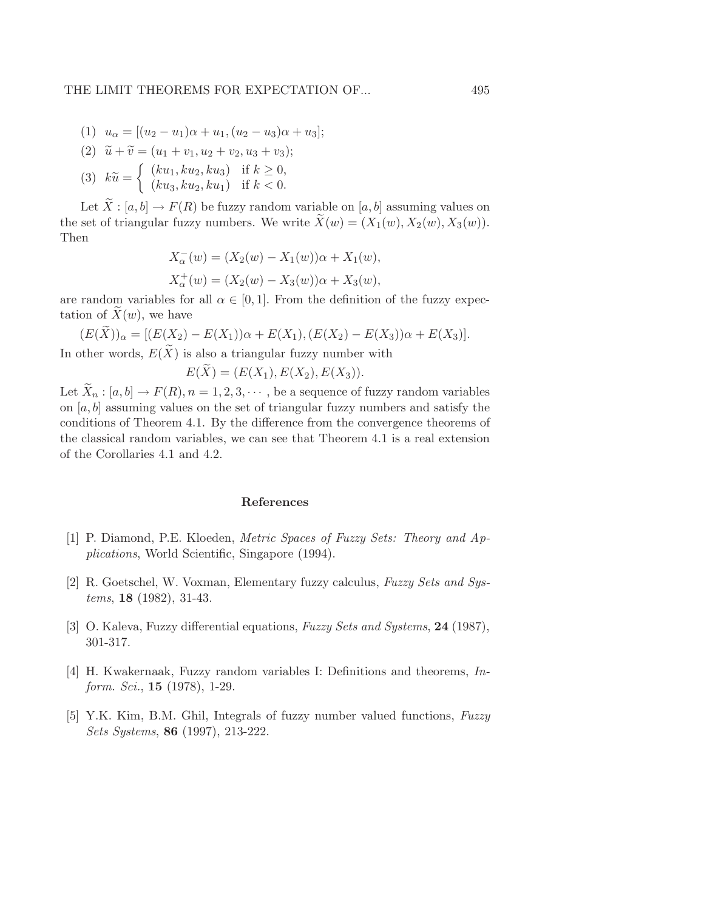(1) $u_\alpha = [(u_2 - u_1)\alpha + u_1, (u_2 - u_3)\alpha + u_3]$;

(2) $\widetilde{u} + \widetilde{v} = (u_1 + v_1, u_2 + v_2, u_3 + v_3)$;

(3) $k\widetilde{u} = \begin{cases} (ku_1, ku_2, ku_3) & \text{if } k \geq 0, \\ (ku_3, ku_2, ku_1) & \text{if } k < 0. \end{cases}$

Let $\widetilde{X} : [a, b] \to F(R)$ be fuzzy random variable on $[a, b]$ assuming values on the set of triangular fuzzy numbers. We write $\widetilde{X}(w) = (X_1(w), X_2(w), X_3(w))$. Then

$$X_\alpha^-(w) = (X_2(w) - X_1(w))\alpha + X_1(w),$$

$$X_\alpha^+(w) = (X_2(w) - X_3(w))\alpha + X_3(w),$$

are random variables for all $\alpha \in [0, 1]$. From the definition of the fuzzy expectation of $\widetilde{X}(w)$, we have

$$(E(\widetilde{X}))_\alpha = [(E(X_2) - E(X_1))\alpha + E(X_1), (E(X_2) - E(X_3))\alpha + E(X_3)].$$

In other words, $E(\widetilde{X})$ is also a triangular fuzzy number with

$$E(\widetilde{X}) = (E(X_1), E(X_2), E(X_3)).$$

Let $\widetilde{X}_n : [a, b] \to F(R), n = 1, 2, 3, \cdots$, be a sequence of fuzzy random variables on $[a, b]$ assuming values on the set of triangular fuzzy numbers and satisfy the conditions of Theorem 4.1. By the difference from the convergence theorems of the classical random variables, we can see that Theorem 4.1 is a real extension of the Corollaries 4.1 and 4.2.

## References

[1] P. Diamond, P.E. Kloeden, *Metric Spaces of Fuzzy Sets: Theory and Applications*, World Scientific, Singapore (1994).

[2] R. Goetschel, W. Voxman, Elementary fuzzy calculus, *Fuzzy Sets and Systems*, **18** (1982), 31-43.

[3] O. Kaleva, Fuzzy differential equations, *Fuzzy Sets and Systems*, **24** (1987), 301-317.

[4] H. Kwakernaak, Fuzzy random variables I: Definitions and theorems, *Inform. Sci.*, **15** (1978), 1-29.

[5] Y.K. Kim, B.M. Ghil, Integrals of fuzzy number valued functions, *Fuzzy Sets Systems*, **86** (1997), 213-222.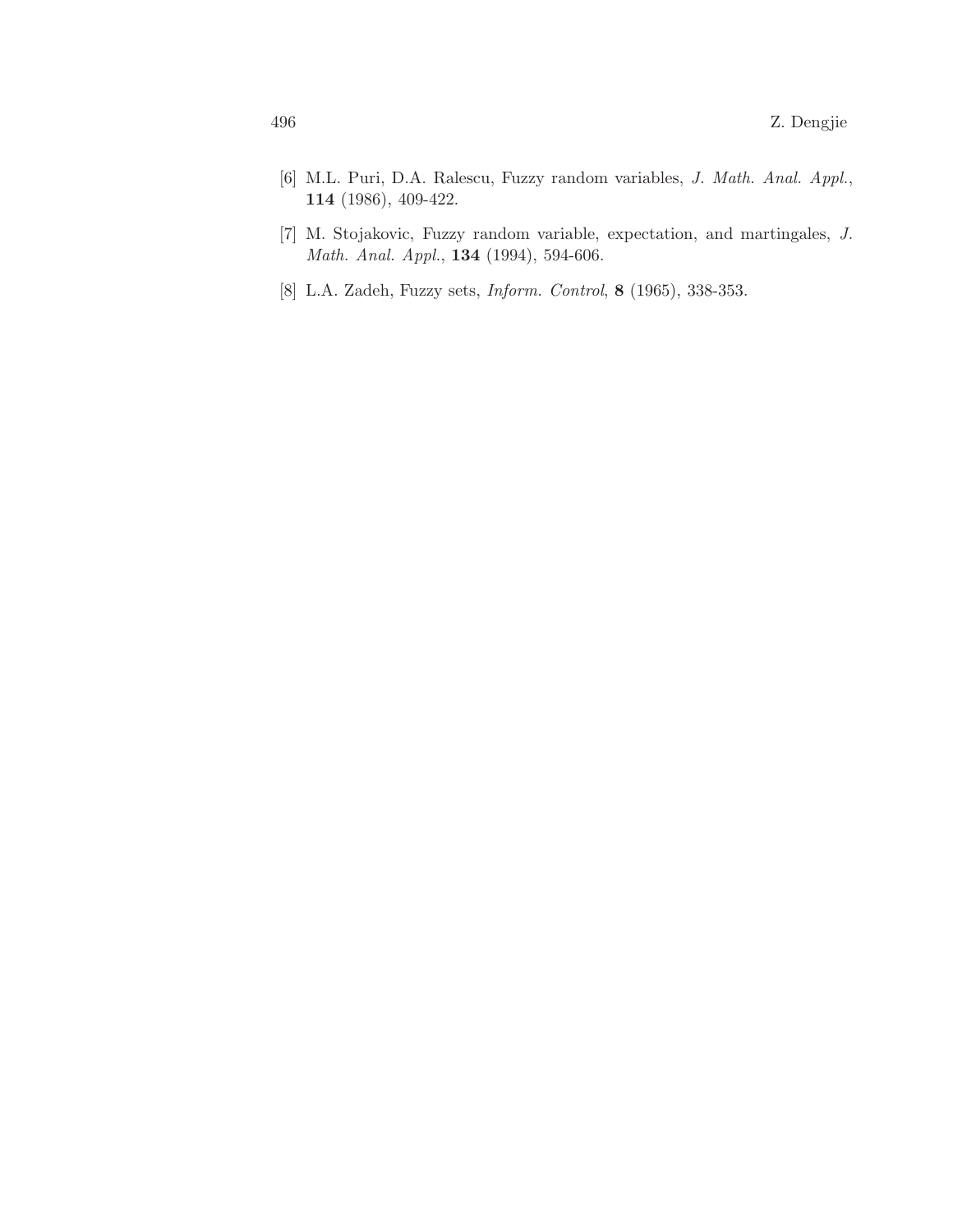[6] M.L. Puri, D.A. Ralescu, Fuzzy random variables, *J. Math. Anal. Appl.*, **114** (1986), 409-422.

[7] M. Stojakovic, Fuzzy random variable, expectation, and martingales, *J. Math. Anal. Appl.*, **134** (1994), 594-606.

[8] L.A. Zadeh, Fuzzy sets, *Inform. Control*, **8** (1965), 338-353.